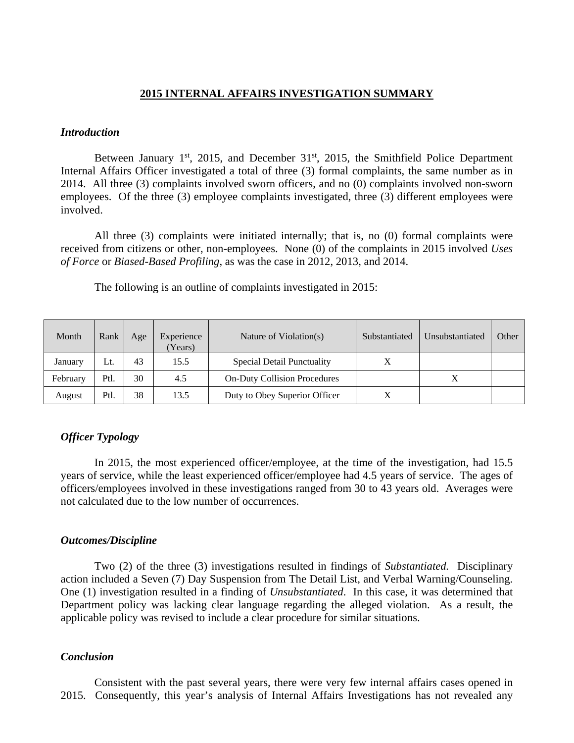# 2015 INTERNAL AFFAIRS INVESTIGATION SUMMARY

### *Introduction*

Between January 1st, 2015, and December 31st, 2015, the Smithfield Police Department Internal Affairs Officer investigated a total of three (3) formal complaints, the same number as in 2014. All three (3) complaints involved sworn officers, and no (0) complaints involved non-sworn employees. Of the three (3) employee complaints investigated, three (3) different employees were involved.

All three (3) complaints were initiated internally; that is, no (0) formal complaints were received from citizens or other, non-employees. None (0) of the complaints in 2015 involved *Uses of Force* or *Biased-Based Profiling*, as was the case in 2012, 2013, and 2014.

The following is an outline of complaints investigated in 2015:

| Month | Rank | Age | Experience (Years) | Nature of Violation(s) | Substantiated | Unsubstantiated | Other |
|---|---|---|---|---|---|---|---|
| January | Lt. | 43 | 15.5 | Special Detail Punctuality | X | | |
| February | Ptl. | 30 | 4.5 | On-Duty Collision Procedures | | X | |
| August | Ptl. | 38 | 13.5 | Duty to Obey Superior Officer | X | | |

### *Officer Typology*

In 2015, the most experienced officer/employee, at the time of the investigation, had 15.5 years of service, while the least experienced officer/employee had 4.5 years of service. The ages of officers/employees involved in these investigations ranged from 30 to 43 years old. Averages were not calculated due to the low number of occurrences.

### *Outcomes/Discipline*

Two (2) of the three (3) investigations resulted in findings of *Substantiated.* Disciplinary action included a Seven (7) Day Suspension from The Detail List, and Verbal Warning/Counseling. One (1) investigation resulted in a finding of *Unsubstantiated*. In this case, it was determined that Department policy was lacking clear language regarding the alleged violation. As a result, the applicable policy was revised to include a clear procedure for similar situations.

### *Conclusion*

Consistent with the past several years, there were very few internal affairs cases opened in 2015. Consequently, this year's analysis of Internal Affairs Investigations has not revealed any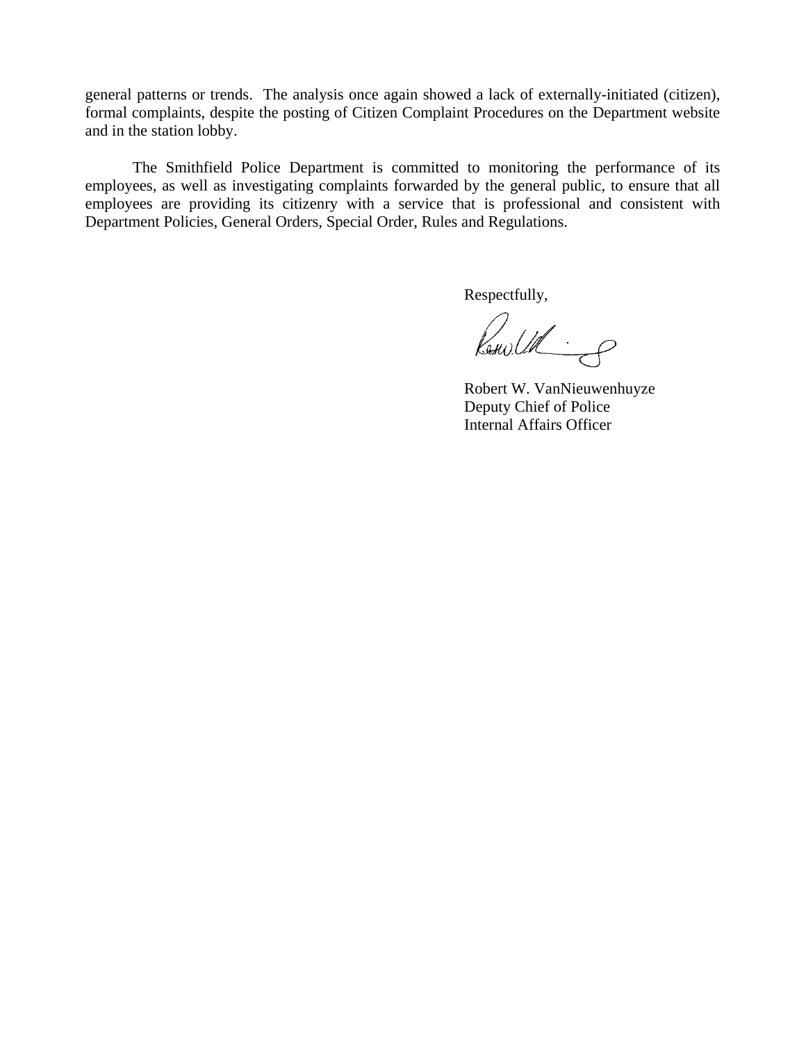general patterns or trends. The analysis once again showed a lack of externally-initiated (citizen), formal complaints, despite the posting of Citizen Complaint Procedures on the Department website and in the station lobby.

The Smithfield Police Department is committed to monitoring the performance of its employees, as well as investigating complaints forwarded by the general public, to ensure that all employees are providing its citizenry with a service that is professional and consistent with Department Policies, General Orders, Special Order, Rules and Regulations.

Respectfully,

Robert W. VanNieuwenhuyze
Deputy Chief of Police
Internal Affairs Officer